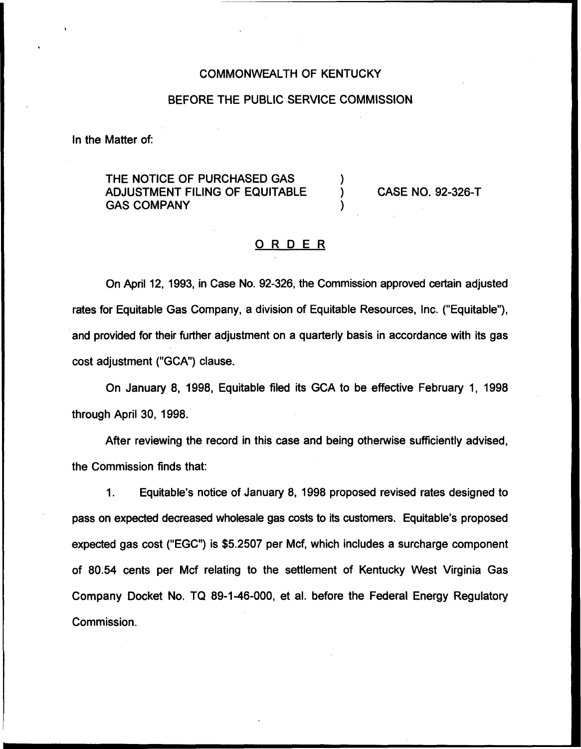COMMONWEALTH OF KENTUCKY

BEFORE THE PUBLIC SERVICE COMMISSION

In the Matter of:

THE NOTICE OF PURCHASED GAS ADJUSTMENT FILING OF EQUITABLE GAS COMPANY ) CASE NO. 92-326-T

## ORDER

On April 12, 1993, in Case No. 92-326, the Commission approved certain adjusted rates for Equitable Gas Company, a division of Equitable Resources, Inc. ("Equitable"), and provided for their further adjustment on a quarterly basis in accordance with its gas cost adjustment ("GCA") clause.

On January 8, 1998, Equitable filed its GCA to be effective February 1, 1998 through April 30, 1998.

After reviewing the record in this case and being otherwise sufficiently advised, the Commission finds that:

1. Equitable's notice of January 8, 1998 proposed revised rates designed to pass on expected decreased wholesale gas costs to its customers. Equitable's proposed expected gas cost ("EGC") is $5.2507 per Mcf, which includes a surcharge component of 80.54 cents per Mcf relating to the settlement of Kentucky West Virginia Gas Company Docket No. TQ 89-1-46-000, et al. before the Federal Energy Regulatory Commission.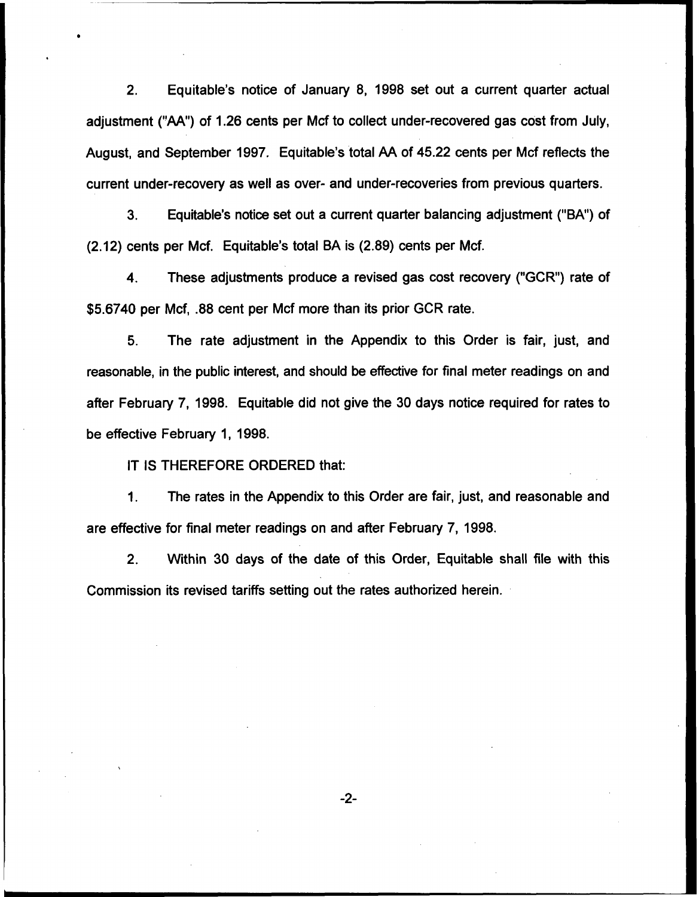2. Equitable's notice of January 8, 1998 set out a current quarter actual adjustment ("AA") of 1.26 cents per Mcf to collect under-recovered gas cost from July, August, and September 1997. Equitable's total AA of 45.22 cents per Mcf reflects the current under-recovery as well as over- and under-recoveries from previous quarters.

3. Equitable's notice set out a current quarter balancing adjustment ("BA") of (2.12) cents per Mcf. Equitable's total BA is (2.89) cents per Mcf.

4. These adjustments produce a revised gas cost recovery ("GCR") rate of $5.6740 per Mcf, .88 cent per Mcf more than its prior GCR rate.

5. The rate adjustment in the Appendix to this Order is fair, just, and reasonable, in the public interest, and should be effective for final meter readings on and after February 7, 1998. Equitable did not give the 30 days notice required for rates to be effective February 1, 1998.

IT IS THEREFORE ORDERED that:

1. The rates in the Appendix to this Order are fair, just, and reasonable and are effective for final meter readings on and after February 7, 1998.

2. Within 30 days of the date of this Order, Equitable shall file with this Commission its revised tariffs setting out the rates authorized herein.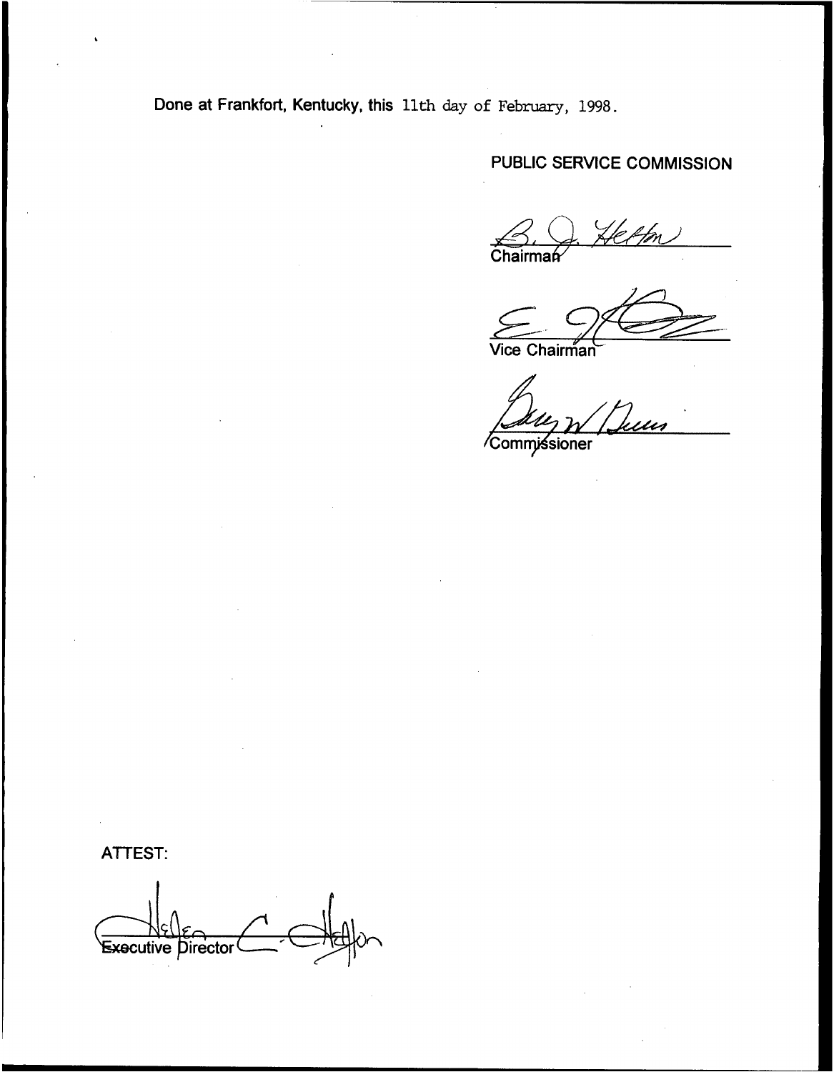Done at Frankfort, Kentucky, this 11th day of February, 1998.

PUBLIC SERVICE COMMISSION

Chairman

Vice Chairman

Commissioner

ATTEST:

Executive Director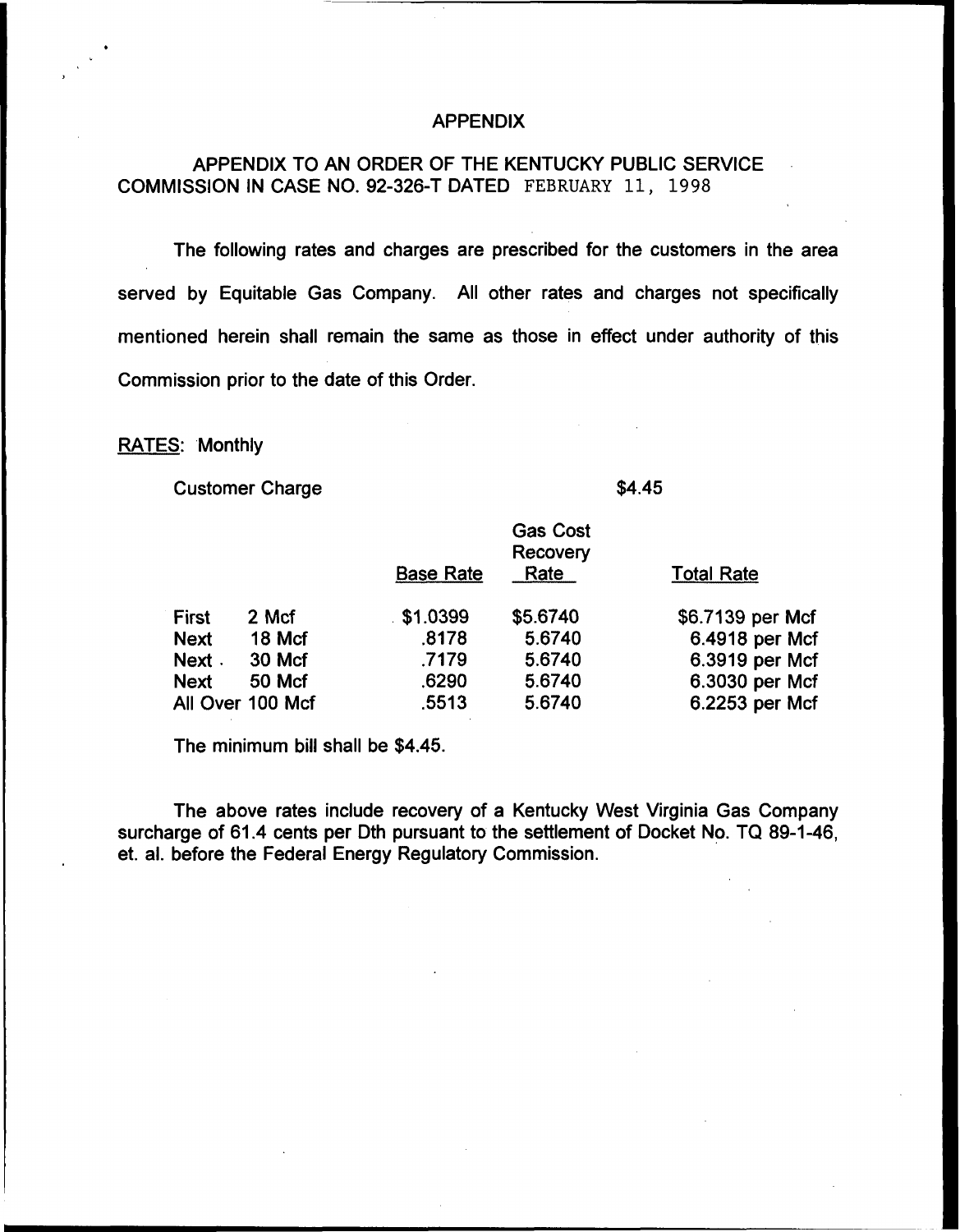# APPENDIX

APPENDIX TO AN ORDER OF THE KENTUCKY PUBLIC SERVICE COMMISSION IN CASE NO. 92-326-T DATED FEBRUARY 11, 1998

The following rates and charges are prescribed for the customers in the area served by Equitable Gas Company. All other rates and charges not specifically mentioned herein shall remain the same as those in effect under authority of this Commission prior to the date of this Order.

RATES: Monthly

Customer Charge $4.45

| | Base Rate | Gas Cost Recovery Rate | Total Rate |
|---|---|---|---|
| First 2 Mcf | $1.0399 | $5.6740 | $6.7139 per Mcf |
| Next 18 Mcf | .8178 | 5.6740 | 6.4918 per Mcf |
| Next 30 Mcf | .7179 | 5.6740 | 6.3919 per Mcf |
| Next 50 Mcf | .6290 | 5.6740 | 6.3030 per Mcf |
| All Over 100 Mcf | .5513 | 5.6740 | 6.2253 per Mcf |

The minimum bill shall be $4.45.

The above rates include recovery of a Kentucky West Virginia Gas Company surcharge of 61.4 cents per Dth pursuant to the settlement of Docket No. TQ 89-1-46, et. al. before the Federal Energy Regulatory Commission.